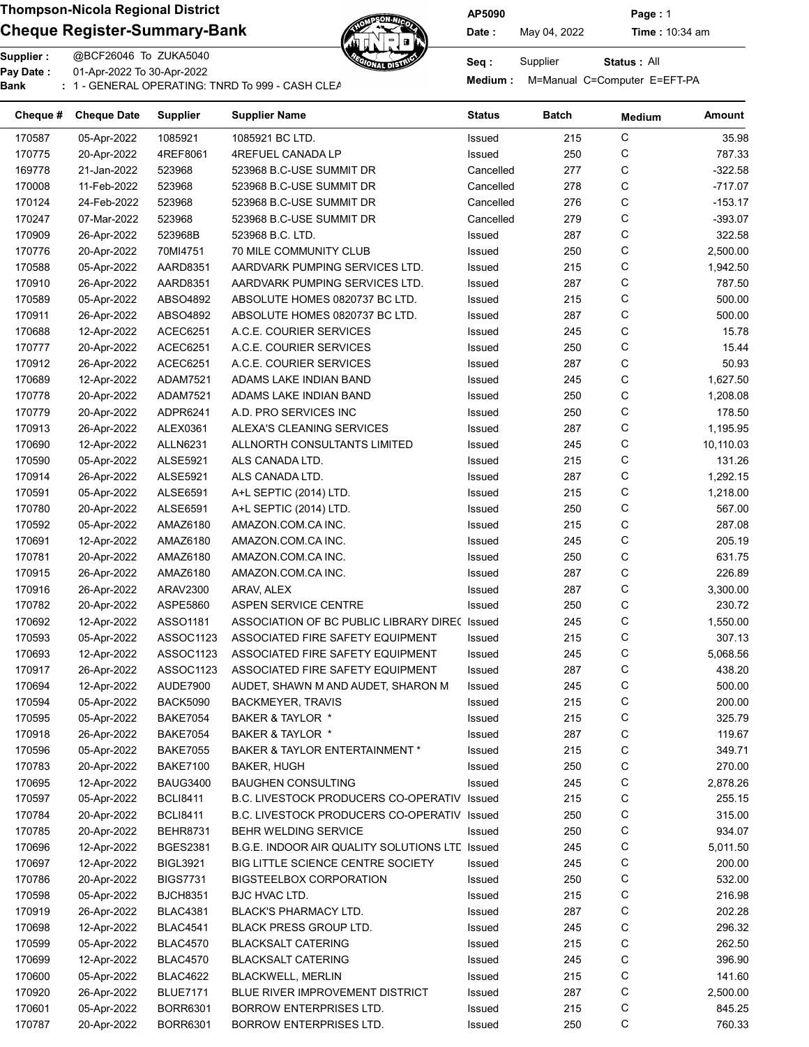**Thompson-Nicola Regional District**

**Cheque Register-Summary-Bank**

AP5090 | **Page :** 1
**Date :** May 04, 2022 | **Time :** 10:34 am

**Supplier :** @BCF26046 To ZUKA5040
**Pay Date :** 01-Apr-2022 To 30-Apr-2022
**Bank** : 1 - GENERAL OPERATING: TNRD To 999 - CASH CLEA

**Seq :** Supplier **Status :** All
**Medium :** M=Manual C=Computer E=EFT-PA

| Cheque # | Cheque Date | Supplier | Supplier Name | Status | Batch | Medium | Amount |
|---|---|---|---|---|---|---|---|
| 170587 | 05-Apr-2022 | 1085921 | 1085921 BC LTD. | Issued | 215 | C | 35.98 |
| 170775 | 20-Apr-2022 | 4REF8061 | 4REFUEL CANADA LP | Issued | 250 | C | 787.33 |
| 169778 | 21-Jan-2022 | 523968 | 523968 B.C-USE SUMMIT DR | Cancelled | 277 | C | -322.58 |
| 170008 | 11-Feb-2022 | 523968 | 523968 B.C-USE SUMMIT DR | Cancelled | 278 | C | -717.07 |
| 170124 | 24-Feb-2022 | 523968 | 523968 B.C-USE SUMMIT DR | Cancelled | 276 | C | -153.17 |
| 170247 | 07-Mar-2022 | 523968 | 523968 B.C-USE SUMMIT DR | Cancelled | 279 | C | -393.07 |
| 170909 | 26-Apr-2022 | 523968B | 523968 B.C. LTD. | Issued | 287 | C | 322.58 |
| 170776 | 20-Apr-2022 | 70MI4751 | 70 MILE COMMUNITY CLUB | Issued | 250 | C | 2,500.00 |
| 170588 | 05-Apr-2022 | AARD8351 | AARDVARK PUMPING SERVICES LTD. | Issued | 215 | C | 1,942.50 |
| 170910 | 26-Apr-2022 | AARD8351 | AARDVARK PUMPING SERVICES LTD. | Issued | 287 | C | 787.50 |
| 170589 | 05-Apr-2022 | ABSO4892 | ABSOLUTE HOMES 0820737 BC LTD. | Issued | 215 | C | 500.00 |
| 170911 | 26-Apr-2022 | ABSO4892 | ABSOLUTE HOMES 0820737 BC LTD. | Issued | 287 | C | 500.00 |
| 170688 | 12-Apr-2022 | ACEC6251 | A.C.E. COURIER SERVICES | Issued | 245 | C | 15.78 |
| 170777 | 20-Apr-2022 | ACEC6251 | A.C.E. COURIER SERVICES | Issued | 250 | C | 15.44 |
| 170912 | 26-Apr-2022 | ACEC6251 | A.C.E. COURIER SERVICES | Issued | 287 | C | 50.93 |
| 170689 | 12-Apr-2022 | ADAM7521 | ADAMS LAKE INDIAN BAND | Issued | 245 | C | 1,627.50 |
| 170778 | 20-Apr-2022 | ADAM7521 | ADAMS LAKE INDIAN BAND | Issued | 250 | C | 1,208.08 |
| 170779 | 20-Apr-2022 | ADPR6241 | A.D. PRO SERVICES INC | Issued | 250 | C | 178.50 |
| 170913 | 26-Apr-2022 | ALEX0361 | ALEXA'S CLEANING SERVICES | Issued | 287 | C | 1,195.95 |
| 170690 | 12-Apr-2022 | ALLN6231 | ALLNORTH CONSULTANTS LIMITED | Issued | 245 | C | 10,110.03 |
| 170590 | 05-Apr-2022 | ALSE5921 | ALS CANADA LTD. | Issued | 215 | C | 131.26 |
| 170914 | 26-Apr-2022 | ALSE5921 | ALS CANADA LTD. | Issued | 287 | C | 1,292.15 |
| 170591 | 05-Apr-2022 | ALSE6591 | A+L SEPTIC (2014) LTD. | Issued | 215 | C | 1,218.00 |
| 170780 | 20-Apr-2022 | ALSE6591 | A+L SEPTIC (2014) LTD. | Issued | 250 | C | 567.00 |
| 170592 | 05-Apr-2022 | AMAZ6180 | AMAZON.COM.CA INC. | Issued | 215 | C | 287.08 |
| 170691 | 12-Apr-2022 | AMAZ6180 | AMAZON.COM.CA INC. | Issued | 245 | C | 205.19 |
| 170781 | 20-Apr-2022 | AMAZ6180 | AMAZON.COM.CA INC. | Issued | 250 | C | 631.75 |
| 170915 | 26-Apr-2022 | AMAZ6180 | AMAZON.COM.CA INC. | Issued | 287 | C | 226.89 |
| 170916 | 26-Apr-2022 | ARAV2300 | ARAV, ALEX | Issued | 287 | C | 3,300.00 |
| 170782 | 20-Apr-2022 | ASPE5860 | ASPEN SERVICE CENTRE | Issued | 250 | C | 230.72 |
| 170692 | 12-Apr-2022 | ASSO1181 | ASSOCIATION OF BC PUBLIC LIBRARY DIREC | Issued | 245 | C | 1,550.00 |
| 170593 | 05-Apr-2022 | ASSOC1123 | ASSOCIATED FIRE SAFETY EQUIPMENT | Issued | 215 | C | 307.13 |
| 170693 | 12-Apr-2022 | ASSOC1123 | ASSOCIATED FIRE SAFETY EQUIPMENT | Issued | 245 | C | 5,068.56 |
| 170917 | 26-Apr-2022 | ASSOC1123 | ASSOCIATED FIRE SAFETY EQUIPMENT | Issued | 287 | C | 438.20 |
| 170694 | 12-Apr-2022 | AUDE7900 | AUDET, SHAWN M AND AUDET, SHARON M | Issued | 245 | C | 500.00 |
| 170594 | 05-Apr-2022 | BACK5090 | BACKMEYER, TRAVIS | Issued | 215 | C | 200.00 |
| 170595 | 05-Apr-2022 | BAKE7054 | BAKER & TAYLOR * | Issued | 215 | C | 325.79 |
| 170918 | 26-Apr-2022 | BAKE7054 | BAKER & TAYLOR * | Issued | 287 | C | 119.67 |
| 170596 | 05-Apr-2022 | BAKE7055 | BAKER & TAYLOR ENTERTAINMENT * | Issued | 215 | C | 349.71 |
| 170783 | 20-Apr-2022 | BAKE7100 | BAKER, HUGH | Issued | 250 | C | 270.00 |
| 170695 | 12-Apr-2022 | BAUG3400 | BAUGHEN CONSULTING | Issued | 245 | C | 2,878.26 |
| 170597 | 05-Apr-2022 | BCLI8411 | B.C. LIVESTOCK PRODUCERS CO-OPERATIV | Issued | 215 | C | 255.15 |
| 170784 | 20-Apr-2022 | BCLI8411 | B.C. LIVESTOCK PRODUCERS CO-OPERATIV | Issued | 250 | C | 315.00 |
| 170785 | 20-Apr-2022 | BEHR8731 | BEHR WELDING SERVICE | Issued | 250 | C | 934.07 |
| 170696 | 12-Apr-2022 | BGES2381 | B.G.E. INDOOR AIR QUALITY SOLUTIONS LTD | Issued | 245 | C | 5,011.50 |
| 170697 | 12-Apr-2022 | BIGL3921 | BIG LITTLE SCIENCE CENTRE SOCIETY | Issued | 245 | C | 200.00 |
| 170786 | 20-Apr-2022 | BIGS7731 | BIGSTEELBOX CORPORATION | Issued | 250 | C | 532.00 |
| 170598 | 05-Apr-2022 | BJCH8351 | BJC HVAC LTD. | Issued | 215 | C | 216.98 |
| 170919 | 26-Apr-2022 | BLAC4381 | BLACK'S PHARMACY LTD. | Issued | 287 | C | 202.28 |
| 170698 | 12-Apr-2022 | BLAC4541 | BLACK PRESS GROUP LTD. | Issued | 245 | C | 296.32 |
| 170599 | 05-Apr-2022 | BLAC4570 | BLACKSALT CATERING | Issued | 215 | C | 262.50 |
| 170699 | 12-Apr-2022 | BLAC4570 | BLACKSALT CATERING | Issued | 245 | C | 396.90 |
| 170600 | 05-Apr-2022 | BLAC4622 | BLACKWELL, MERLIN | Issued | 215 | C | 141.60 |
| 170920 | 26-Apr-2022 | BLUE7171 | BLUE RIVER IMPROVEMENT DISTRICT | Issued | 287 | C | 2,500.00 |
| 170601 | 05-Apr-2022 | BORR6301 | BORROW ENTERPRISES LTD. | Issued | 215 | C | 845.25 |
| 170787 | 20-Apr-2022 | BORR6301 | BORROW ENTERPRISES LTD. | Issued | 250 | C | 760.33 |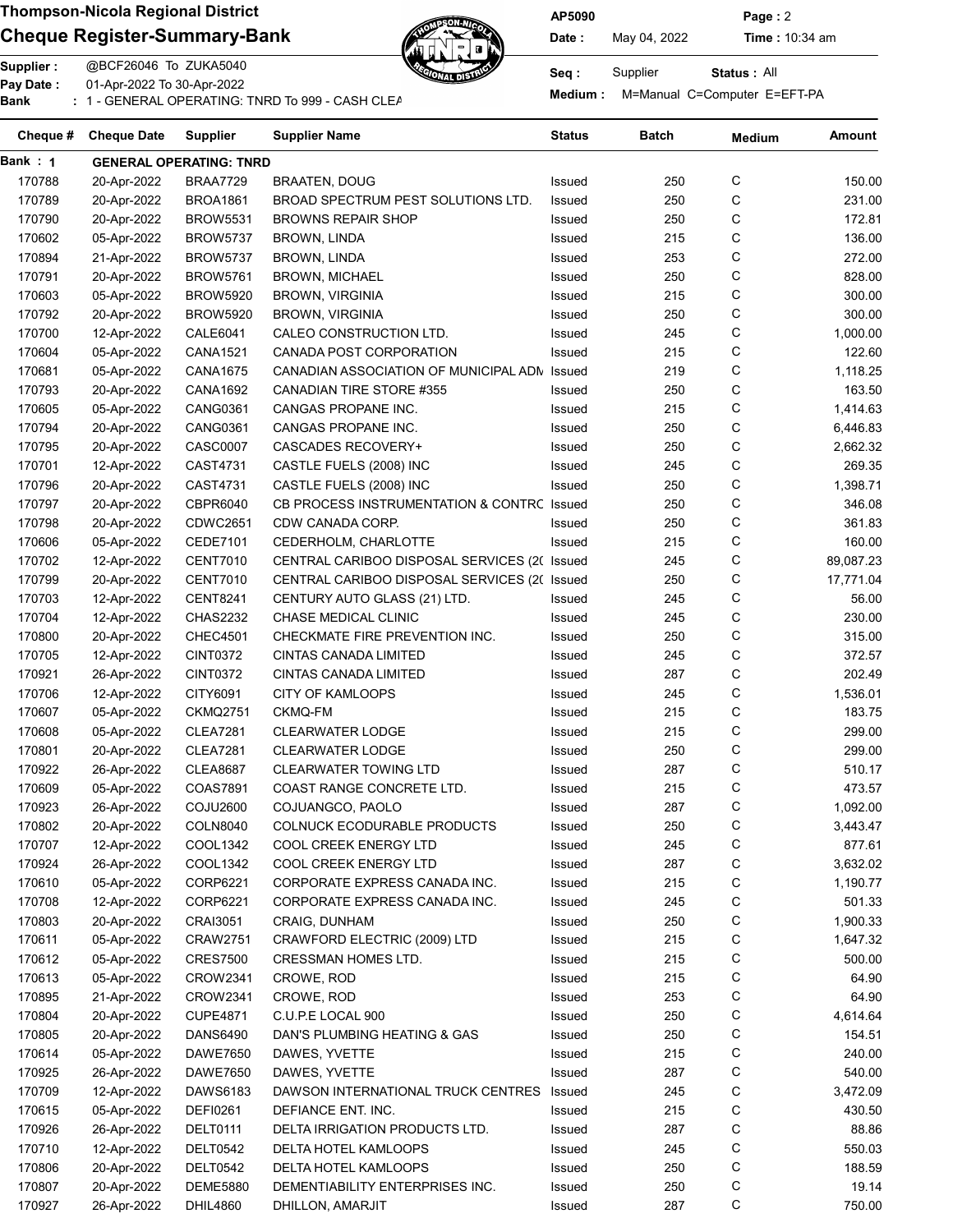# Thompson-Nicola Regional District

## Cheque Register-Summary-Bank

AP5090

Date : May 04, 2022 | Page : 2 | Time : 10:34 am

Supplier : @BCF26046 To ZUKA5040

Pay Date : 01-Apr-2022 To 30-Apr-2022

Bank : 1 - GENERAL OPERATING: TNRD To 999 - CASH CLEA

Seq : Supplier | Status : All

Medium : M=Manual C=Computer E=EFT-PA

| Cheque # | Cheque Date | Supplier | Supplier Name | Status | Batch | Medium | Amount |
|---|---|---|---|---|---|---|---|
| Bank : 1 | GENERAL OPERATING: TNRD | | | | | | |
| 170788 | 20-Apr-2022 | BRAA7729 | BRAATEN, DOUG | Issued | 250 | C | 150.00 |
| 170789 | 20-Apr-2022 | BROA1861 | BROAD SPECTRUM PEST SOLUTIONS LTD. | Issued | 250 | C | 231.00 |
| 170790 | 20-Apr-2022 | BROW5531 | BROWNS REPAIR SHOP | Issued | 250 | C | 172.81 |
| 170602 | 05-Apr-2022 | BROW5737 | BROWN, LINDA | Issued | 215 | C | 136.00 |
| 170894 | 21-Apr-2022 | BROW5737 | BROWN, LINDA | Issued | 253 | C | 272.00 |
| 170791 | 20-Apr-2022 | BROW5761 | BROWN, MICHAEL | Issued | 250 | C | 828.00 |
| 170603 | 05-Apr-2022 | BROW5920 | BROWN, VIRGINIA | Issued | 215 | C | 300.00 |
| 170792 | 20-Apr-2022 | BROW5920 | BROWN, VIRGINIA | Issued | 250 | C | 300.00 |
| 170700 | 12-Apr-2022 | CALE6041 | CALEO CONSTRUCTION LTD. | Issued | 245 | C | 1,000.00 |
| 170604 | 05-Apr-2022 | CANA1521 | CANADA POST CORPORATION | Issued | 215 | C | 122.60 |
| 170681 | 05-Apr-2022 | CANA1675 | CANADIAN ASSOCIATION OF MUNICIPAL ADM | Issued | 219 | C | 1,118.25 |
| 170793 | 20-Apr-2022 | CANA1692 | CANADIAN TIRE STORE #355 | Issued | 250 | C | 163.50 |
| 170605 | 05-Apr-2022 | CANG0361 | CANGAS PROPANE INC. | Issued | 215 | C | 1,414.63 |
| 170794 | 20-Apr-2022 | CANG0361 | CANGAS PROPANE INC. | Issued | 250 | C | 6,446.83 |
| 170795 | 20-Apr-2022 | CASC0007 | CASCADES RECOVERY+ | Issued | 250 | C | 2,662.32 |
| 170701 | 12-Apr-2022 | CAST4731 | CASTLE FUELS (2008) INC | Issued | 245 | C | 269.35 |
| 170796 | 20-Apr-2022 | CAST4731 | CASTLE FUELS (2008) INC | Issued | 250 | C | 1,398.71 |
| 170797 | 20-Apr-2022 | CBPR6040 | CB PROCESS INSTRUMENTATION & CONTRC | Issued | 250 | C | 346.08 |
| 170798 | 20-Apr-2022 | CDWC2651 | CDW CANADA CORP. | Issued | 250 | C | 361.83 |
| 170606 | 05-Apr-2022 | CEDE7101 | CEDERHOLM, CHARLOTTE | Issued | 215 | C | 160.00 |
| 170702 | 12-Apr-2022 | CENT7010 | CENTRAL CARIBOO DISPOSAL SERVICES (20 | Issued | 245 | C | 89,087.23 |
| 170799 | 20-Apr-2022 | CENT7010 | CENTRAL CARIBOO DISPOSAL SERVICES (20 | Issued | 250 | C | 17,771.04 |
| 170703 | 12-Apr-2022 | CENT8241 | CENTURY AUTO GLASS (21) LTD. | Issued | 245 | C | 56.00 |
| 170704 | 12-Apr-2022 | CHAS2232 | CHASE MEDICAL CLINIC | Issued | 245 | C | 230.00 |
| 170800 | 20-Apr-2022 | CHEC4501 | CHECKMATE FIRE PREVENTION INC. | Issued | 250 | C | 315.00 |
| 170705 | 12-Apr-2022 | CINT0372 | CINTAS CANADA LIMITED | Issued | 245 | C | 372.57 |
| 170921 | 26-Apr-2022 | CINT0372 | CINTAS CANADA LIMITED | Issued | 287 | C | 202.49 |
| 170706 | 12-Apr-2022 | CITY6091 | CITY OF KAMLOOPS | Issued | 245 | C | 1,536.01 |
| 170607 | 05-Apr-2022 | CKMQ2751 | CKMQ-FM | Issued | 215 | C | 183.75 |
| 170608 | 05-Apr-2022 | CLEA7281 | CLEARWATER LODGE | Issued | 215 | C | 299.00 |
| 170801 | 20-Apr-2022 | CLEA7281 | CLEARWATER LODGE | Issued | 250 | C | 299.00 |
| 170922 | 26-Apr-2022 | CLEA8687 | CLEARWATER TOWING LTD | Issued | 287 | C | 510.17 |
| 170609 | 05-Apr-2022 | COAS7891 | COAST RANGE CONCRETE LTD. | Issued | 215 | C | 473.57 |
| 170923 | 26-Apr-2022 | COJU2600 | COJUANGCO, PAOLO | Issued | 287 | C | 1,092.00 |
| 170802 | 20-Apr-2022 | COLN8040 | COLNUCK ECODURABLE PRODUCTS | Issued | 250 | C | 3,443.47 |
| 170707 | 12-Apr-2022 | COOL1342 | COOL CREEK ENERGY LTD | Issued | 245 | C | 877.61 |
| 170924 | 26-Apr-2022 | COOL1342 | COOL CREEK ENERGY LTD | Issued | 287 | C | 3,632.02 |
| 170610 | 05-Apr-2022 | CORP6221 | CORPORATE EXPRESS CANADA INC. | Issued | 215 | C | 1,190.77 |
| 170708 | 12-Apr-2022 | CORP6221 | CORPORATE EXPRESS CANADA INC. | Issued | 245 | C | 501.33 |
| 170803 | 20-Apr-2022 | CRAI3051 | CRAIG, DUNHAM | Issued | 250 | C | 1,900.33 |
| 170611 | 05-Apr-2022 | CRAW2751 | CRAWFORD ELECTRIC (2009) LTD | Issued | 215 | C | 1,647.32 |
| 170612 | 05-Apr-2022 | CRES7500 | CRESSMAN HOMES LTD. | Issued | 215 | C | 500.00 |
| 170613 | 05-Apr-2022 | CROW2341 | CROWE, ROD | Issued | 215 | C | 64.90 |
| 170895 | 21-Apr-2022 | CROW2341 | CROWE, ROD | Issued | 253 | C | 64.90 |
| 170804 | 20-Apr-2022 | CUPE4871 | C.U.P.E LOCAL 900 | Issued | 250 | C | 4,614.64 |
| 170805 | 20-Apr-2022 | DANS6490 | DAN'S PLUMBING HEATING & GAS | Issued | 250 | C | 154.51 |
| 170614 | 05-Apr-2022 | DAWE7650 | DAWES, YVETTE | Issued | 215 | C | 240.00 |
| 170925 | 26-Apr-2022 | DAWE7650 | DAWES, YVETTE | Issued | 287 | C | 540.00 |
| 170709 | 12-Apr-2022 | DAWS6183 | DAWSON INTERNATIONAL TRUCK CENTRES | Issued | 245 | C | 3,472.09 |
| 170615 | 05-Apr-2022 | DEFI0261 | DEFIANCE ENT. INC. | Issued | 215 | C | 430.50 |
| 170926 | 26-Apr-2022 | DELT0111 | DELTA IRRIGATION PRODUCTS LTD. | Issued | 287 | C | 88.86 |
| 170710 | 12-Apr-2022 | DELT0542 | DELTA HOTEL KAMLOOPS | Issued | 245 | C | 550.03 |
| 170806 | 20-Apr-2022 | DELT0542 | DELTA HOTEL KAMLOOPS | Issued | 250 | C | 188.59 |
| 170807 | 20-Apr-2022 | DEME5880 | DEMENTIABILITY ENTERPRISES INC. | Issued | 250 | C | 19.14 |
| 170927 | 26-Apr-2022 | DHIL4860 | DHILLON, AMARJIT | Issued | 287 | C | 750.00 |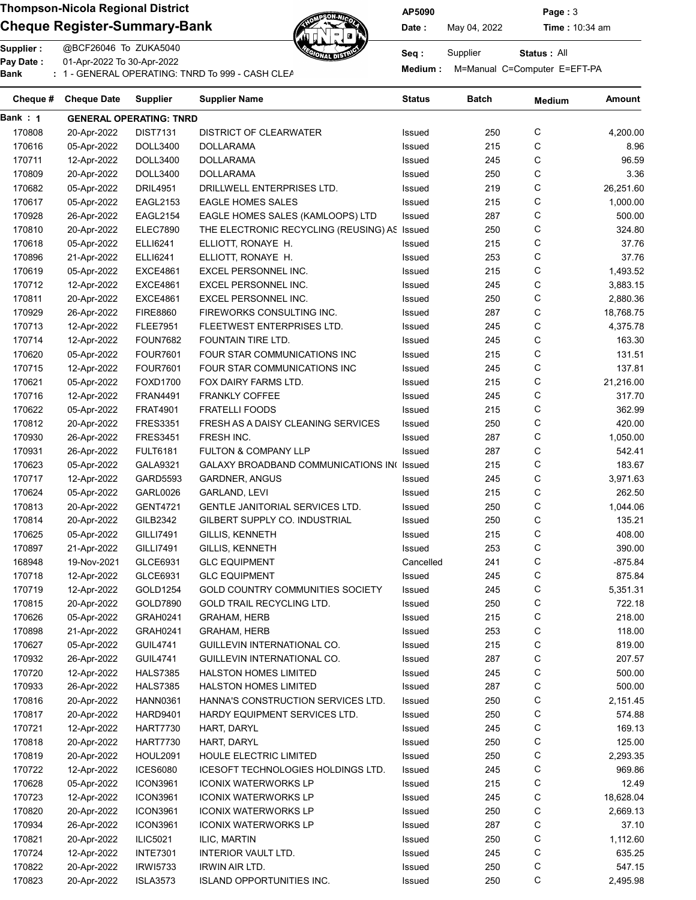# Thompson-Nicola Regional District

## Cheque Register-Summary-Bank

AP5090 Date : May 04, 2022 Time : 10:34 am

Supplier : @BCF26046 To ZUKA5040
Pay Date : 01-Apr-2022 To 30-Apr-2022
Bank : 1 - GENERAL OPERATING: TNRD To 999 - CASH CLEA

Seq : Supplier Status : All
Medium : M=Manual C=Computer E=EFT-PA

| Cheque # | Cheque Date | Supplier | Supplier Name | Status | Batch | Medium | Amount |
|---|---|---|---|---|---|---|---|
| **Bank : 1** | **GENERAL OPERATING: TNRD** | | | | | | |
| 170808 | 20-Apr-2022 | DIST7131 | DISTRICT OF CLEARWATER | Issued | 250 | C | 4,200.00 |
| 170616 | 05-Apr-2022 | DOLL3400 | DOLLARAMA | Issued | 215 | C | 8.96 |
| 170711 | 12-Apr-2022 | DOLL3400 | DOLLARAMA | Issued | 245 | C | 96.59 |
| 170809 | 20-Apr-2022 | DOLL3400 | DOLLARAMA | Issued | 250 | C | 3.36 |
| 170682 | 05-Apr-2022 | DRIL4951 | DRILLWELL ENTERPRISES LTD. | Issued | 219 | C | 26,251.60 |
| 170617 | 05-Apr-2022 | EAGL2153 | EAGLE HOMES SALES | Issued | 215 | C | 1,000.00 |
| 170928 | 26-Apr-2022 | EAGL2154 | EAGLE HOMES SALES (KAMLOOPS) LTD | Issued | 287 | C | 500.00 |
| 170810 | 20-Apr-2022 | ELEC7890 | THE ELECTRONIC RECYCLING (REUSING) AS | Issued | 250 | C | 324.80 |
| 170618 | 05-Apr-2022 | ELLI6241 | ELLIOTT, RONAYE H. | Issued | 215 | C | 37.76 |
| 170896 | 21-Apr-2022 | ELLI6241 | ELLIOTT, RONAYE H. | Issued | 253 | C | 37.76 |
| 170619 | 05-Apr-2022 | EXCE4861 | EXCEL PERSONNEL INC. | Issued | 215 | C | 1,493.52 |
| 170712 | 12-Apr-2022 | EXCE4861 | EXCEL PERSONNEL INC. | Issued | 245 | C | 3,883.15 |
| 170811 | 20-Apr-2022 | EXCE4861 | EXCEL PERSONNEL INC. | Issued | 250 | C | 2,880.36 |
| 170929 | 26-Apr-2022 | FIRE8860 | FIREWORKS CONSULTING INC. | Issued | 287 | C | 18,768.75 |
| 170713 | 12-Apr-2022 | FLEE7951 | FLEETWEST ENTERPRISES LTD. | Issued | 245 | C | 4,375.78 |
| 170714 | 12-Apr-2022 | FOUN7682 | FOUNTAIN TIRE LTD. | Issued | 245 | C | 163.30 |
| 170620 | 05-Apr-2022 | FOUR7601 | FOUR STAR COMMUNICATIONS INC | Issued | 215 | C | 131.51 |
| 170715 | 12-Apr-2022 | FOUR7601 | FOUR STAR COMMUNICATIONS INC | Issued | 245 | C | 137.81 |
| 170621 | 05-Apr-2022 | FOXD1700 | FOX DAIRY FARMS LTD. | Issued | 215 | C | 21,216.00 |
| 170716 | 12-Apr-2022 | FRAN4491 | FRANKLY COFFEE | Issued | 245 | C | 317.70 |
| 170622 | 05-Apr-2022 | FRAT4901 | FRATELLI FOODS | Issued | 215 | C | 362.99 |
| 170812 | 20-Apr-2022 | FRES3351 | FRESH AS A DAISY CLEANING SERVICES | Issued | 250 | C | 420.00 |
| 170930 | 26-Apr-2022 | FRES3451 | FRESH INC. | Issued | 287 | C | 1,050.00 |
| 170931 | 26-Apr-2022 | FULT6181 | FULTON & COMPANY LLP | Issued | 287 | C | 542.41 |
| 170623 | 05-Apr-2022 | GALA9321 | GALAXY BROADBAND COMMUNICATIONS IN( | Issued | 215 | C | 183.67 |
| 170717 | 12-Apr-2022 | GARD5593 | GARDNER, ANGUS | Issued | 245 | C | 3,971.63 |
| 170624 | 05-Apr-2022 | GARL0026 | GARLAND, LEVI | Issued | 215 | C | 262.50 |
| 170813 | 20-Apr-2022 | GENT4721 | GENTLE JANITORIAL SERVICES LTD. | Issued | 250 | C | 1,044.06 |
| 170814 | 20-Apr-2022 | GILB2342 | GILBERT SUPPLY CO. INDUSTRIAL | Issued | 250 | C | 135.21 |
| 170625 | 05-Apr-2022 | GILLI7491 | GILLIS, KENNETH | Issued | 215 | C | 408.00 |
| 170897 | 21-Apr-2022 | GILLI7491 | GILLIS, KENNETH | Issued | 253 | C | 390.00 |
| 168948 | 19-Nov-2021 | GLCE6931 | GLC EQUIPMENT | Cancelled | 241 | C | -875.84 |
| 170718 | 12-Apr-2022 | GLCE6931 | GLC EQUIPMENT | Issued | 245 | C | 875.84 |
| 170719 | 12-Apr-2022 | GOLD1254 | GOLD COUNTRY COMMUNITIES SOCIETY | Issued | 245 | C | 5,351.31 |
| 170815 | 20-Apr-2022 | GOLD7890 | GOLD TRAIL RECYCLING LTD. | Issued | 250 | C | 722.18 |
| 170626 | 05-Apr-2022 | GRAH0241 | GRAHAM, HERB | Issued | 215 | C | 218.00 |
| 170898 | 21-Apr-2022 | GRAH0241 | GRAHAM, HERB | Issued | 253 | C | 118.00 |
| 170627 | 05-Apr-2022 | GUIL4741 | GUILLEVIN INTERNATIONAL CO. | Issued | 215 | C | 819.00 |
| 170932 | 26-Apr-2022 | GUIL4741 | GUILLEVIN INTERNATIONAL CO. | Issued | 287 | C | 207.57 |
| 170720 | 12-Apr-2022 | HALS7385 | HALSTON HOMES LIMITED | Issued | 245 | C | 500.00 |
| 170933 | 26-Apr-2022 | HALS7385 | HALSTON HOMES LIMITED | Issued | 287 | C | 500.00 |
| 170816 | 20-Apr-2022 | HANN0361 | HANNA'S CONSTRUCTION SERVICES LTD. | Issued | 250 | C | 2,151.45 |
| 170817 | 20-Apr-2022 | HARD9401 | HARDY EQUIPMENT SERVICES LTD. | Issued | 250 | C | 574.88 |
| 170721 | 12-Apr-2022 | HART7730 | HART, DARYL | Issued | 245 | C | 169.13 |
| 170818 | 20-Apr-2022 | HART7730 | HART, DARYL | Issued | 250 | C | 125.00 |
| 170819 | 20-Apr-2022 | HOUL2091 | HOULE ELECTRIC LIMITED | Issued | 250 | C | 2,293.35 |
| 170722 | 12-Apr-2022 | ICES6080 | ICESOFT TECHNOLOGIES HOLDINGS LTD. | Issued | 245 | C | 969.86 |
| 170628 | 05-Apr-2022 | ICON3961 | ICONIX WATERWORKS LP | Issued | 215 | C | 12.49 |
| 170723 | 12-Apr-2022 | ICON3961 | ICONIX WATERWORKS LP | Issued | 245 | C | 18,628.04 |
| 170820 | 20-Apr-2022 | ICON3961 | ICONIX WATERWORKS LP | Issued | 250 | C | 2,669.13 |
| 170934 | 26-Apr-2022 | ICON3961 | ICONIX WATERWORKS LP | Issued | 287 | C | 37.10 |
| 170821 | 20-Apr-2022 | ILIC5021 | ILIC, MARTIN | Issued | 250 | C | 1,112.60 |
| 170724 | 12-Apr-2022 | INTE7301 | INTERIOR VAULT LTD. | Issued | 245 | C | 635.25 |
| 170822 | 20-Apr-2022 | IRWI5733 | IRWIN AIR LTD. | Issued | 250 | C | 547.15 |
| 170823 | 20-Apr-2022 | ISLA3573 | ISLAND OPPORTUNITIES INC. | Issued | 250 | C | 2,495.98 |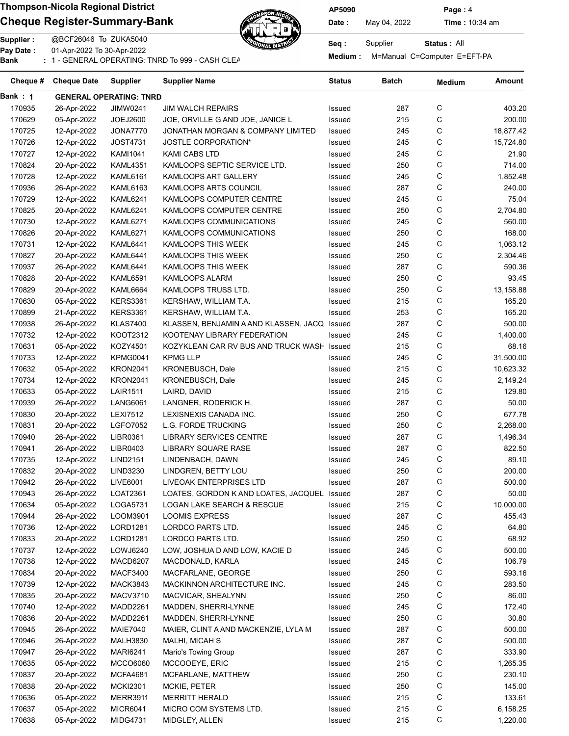# Thompson-Nicola Regional District

## Cheque Register-Summary-Bank

AP5090 Page : 4

Date : May 04, 2022 Time : 10:34 am

Supplier : @BCF26046 To ZUKA5040

Pay Date : 01-Apr-2022 To 30-Apr-2022

Bank : 1 - GENERAL OPERATING: TNRD To 999 - CASH CLEA

Seq : Supplier Status : All

Medium : M=Manual C=Computer E=EFT-PA

| Cheque # | Cheque Date | Supplier | Supplier Name | Status | Batch | Medium | Amount |
|---|---|---|---|---|---|---|---|
| Bank : 1 | GENERAL OPERATING: TNRD | | | | | | |
| 170935 | 26-Apr-2022 | JIMW0241 | JIM WALCH REPAIRS | Issued | 287 | C | 403.20 |
| 170629 | 05-Apr-2022 | JOEJ2600 | JOE, ORVILLE G AND JOE, JANICE L | Issued | 215 | C | 200.00 |
| 170725 | 12-Apr-2022 | JONA7770 | JONATHAN MORGAN & COMPANY LIMITED | Issued | 245 | C | 18,877.42 |
| 170726 | 12-Apr-2022 | JOST4731 | JOSTLE CORPORATION* | Issued | 245 | C | 15,724.80 |
| 170727 | 12-Apr-2022 | KAMI1041 | KAMI CABS LTD | Issued | 245 | C | 21.90 |
| 170824 | 20-Apr-2022 | KAML4351 | KAMLOOPS SEPTIC SERVICE LTD. | Issued | 250 | C | 714.00 |
| 170728 | 12-Apr-2022 | KAML6161 | KAMLOOPS ART GALLERY | Issued | 245 | C | 1,852.48 |
| 170936 | 26-Apr-2022 | KAML6163 | KAMLOOPS ARTS COUNCIL | Issued | 287 | C | 240.00 |
| 170729 | 12-Apr-2022 | KAML6241 | KAMLOOPS COMPUTER CENTRE | Issued | 245 | C | 75.04 |
| 170825 | 20-Apr-2022 | KAML6241 | KAMLOOPS COMPUTER CENTRE | Issued | 250 | C | 2,704.80 |
| 170730 | 12-Apr-2022 | KAML6271 | KAMLOOPS COMMUNICATIONS | Issued | 245 | C | 560.00 |
| 170826 | 20-Apr-2022 | KAML6271 | KAMLOOPS COMMUNICATIONS | Issued | 250 | C | 168.00 |
| 170731 | 12-Apr-2022 | KAML6441 | KAMLOOPS THIS WEEK | Issued | 245 | C | 1,063.12 |
| 170827 | 20-Apr-2022 | KAML6441 | KAMLOOPS THIS WEEK | Issued | 250 | C | 2,304.46 |
| 170937 | 26-Apr-2022 | KAML6441 | KAMLOOPS THIS WEEK | Issued | 287 | C | 590.36 |
| 170828 | 20-Apr-2022 | KAML6591 | KAMLOOPS ALARM | Issued | 250 | C | 93.45 |
| 170829 | 20-Apr-2022 | KAML6664 | KAMLOOPS TRUSS LTD. | Issued | 250 | C | 13,158.88 |
| 170630 | 05-Apr-2022 | KERS3361 | KERSHAW, WILLIAM T.A. | Issued | 215 | C | 165.20 |
| 170899 | 21-Apr-2022 | KERS3361 | KERSHAW, WILLIAM T.A. | Issued | 253 | C | 165.20 |
| 170938 | 26-Apr-2022 | KLAS7400 | KLASSEN, BENJAMIN A AND KLASSEN, JACQ | Issued | 287 | C | 500.00 |
| 170732 | 12-Apr-2022 | KOOT2312 | KOOTENAY LIBRARY FEDERATION | Issued | 245 | C | 1,400.00 |
| 170631 | 05-Apr-2022 | KOZY4501 | KOZYKLEAN CAR RV BUS AND TRUCK WASH | Issued | 215 | C | 68.16 |
| 170733 | 12-Apr-2022 | KPMG0041 | KPMG LLP | Issued | 245 | C | 31,500.00 |
| 170632 | 05-Apr-2022 | KRON2041 | KRONEBUSCH, Dale | Issued | 215 | C | 10,623.32 |
| 170734 | 12-Apr-2022 | KRON2041 | KRONEBUSCH, Dale | Issued | 245 | C | 2,149.24 |
| 170633 | 05-Apr-2022 | LAIR1511 | LAIRD, DAVID | Issued | 215 | C | 129.80 |
| 170939 | 26-Apr-2022 | LANG6061 | LANGNER, RODERICK H. | Issued | 287 | C | 50.00 |
| 170830 | 20-Apr-2022 | LEXI7512 | LEXISNEXIS CANADA INC. | Issued | 250 | C | 677.78 |
| 170831 | 20-Apr-2022 | LGFO7052 | L.G. FORDE TRUCKING | Issued | 250 | C | 2,268.00 |
| 170940 | 26-Apr-2022 | LIBR0361 | LIBRARY SERVICES CENTRE | Issued | 287 | C | 1,496.34 |
| 170941 | 26-Apr-2022 | LIBR0403 | LIBRARY SQUARE RASE | Issued | 287 | C | 822.50 |
| 170735 | 12-Apr-2022 | LIND2151 | LINDENBACH, DAWN | Issued | 245 | C | 89.10 |
| 170832 | 20-Apr-2022 | LIND3230 | LINDGREN, BETTY LOU | Issued | 250 | C | 200.00 |
| 170942 | 26-Apr-2022 | LIVE6001 | LIVEOAK ENTERPRISES LTD | Issued | 287 | C | 500.00 |
| 170943 | 26-Apr-2022 | LOAT2361 | LOATES, GORDON K AND LOATES, JACQUEL | Issued | 287 | C | 50.00 |
| 170634 | 05-Apr-2022 | LOGA5731 | LOGAN LAKE SEARCH & RESCUE | Issued | 215 | C | 10,000.00 |
| 170944 | 26-Apr-2022 | LOOM3901 | LOOMIS EXPRESS | Issued | 287 | C | 455.43 |
| 170736 | 12-Apr-2022 | LORD1281 | LORDCO PARTS LTD. | Issued | 245 | C | 64.80 |
| 170833 | 20-Apr-2022 | LORD1281 | LORDCO PARTS LTD. | Issued | 250 | C | 68.92 |
| 170737 | 12-Apr-2022 | LOWJ6240 | LOW, JOSHUA D AND LOW, KACIE D | Issued | 245 | C | 500.00 |
| 170738 | 12-Apr-2022 | MACD6207 | MACDONALD, KARLA | Issued | 245 | C | 106.79 |
| 170834 | 20-Apr-2022 | MACF3400 | MACFARLANE, GEORGE | Issued | 250 | C | 593.16 |
| 170739 | 12-Apr-2022 | MACK3843 | MACKINNON ARCHITECTURE INC. | Issued | 245 | C | 283.50 |
| 170835 | 20-Apr-2022 | MACV3710 | MACVICAR, SHEALYNN | Issued | 250 | C | 86.00 |
| 170740 | 12-Apr-2022 | MADD2261 | MADDEN, SHERRI-LYNNE | Issued | 245 | C | 172.40 |
| 170836 | 20-Apr-2022 | MADD2261 | MADDEN, SHERRI-LYNNE | Issued | 250 | C | 30.80 |
| 170945 | 26-Apr-2022 | MAIE7040 | MAIER, CLINT A AND MACKENZIE, LYLA M | Issued | 287 | C | 500.00 |
| 170946 | 26-Apr-2022 | MALH3830 | MALHI, MICAH S | Issued | 287 | C | 500.00 |
| 170947 | 26-Apr-2022 | MARI6241 | Mario's Towing Group | Issued | 287 | C | 333.90 |
| 170635 | 05-Apr-2022 | MCCO6060 | MCCOOEYE, ERIC | Issued | 215 | C | 1,265.35 |
| 170837 | 20-Apr-2022 | MCFA4681 | MCFARLANE, MATTHEW | Issued | 250 | C | 230.10 |
| 170838 | 20-Apr-2022 | MCKI2301 | MCKIE, PETER | Issued | 250 | C | 145.00 |
| 170636 | 05-Apr-2022 | MERR3911 | MERRITT HERALD | Issued | 215 | C | 133.61 |
| 170637 | 05-Apr-2022 | MICR6041 | MICRO COM SYSTEMS LTD. | Issued | 215 | C | 6,158.25 |
| 170638 | 05-Apr-2022 | MIDG4731 | MIDGLEY, ALLEN | Issued | 215 | C | 1,220.00 |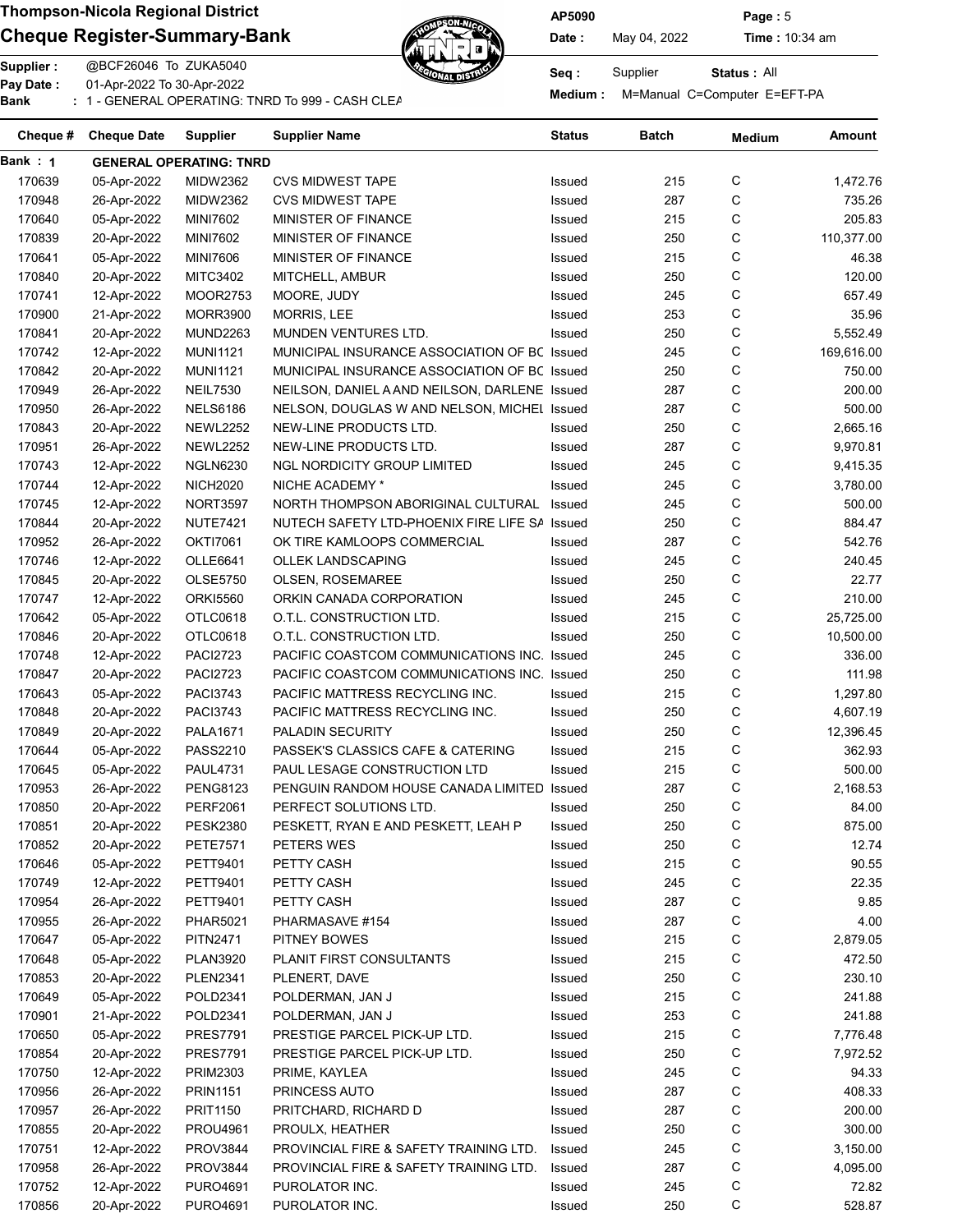**Thompson-Nicola Regional District**

**Cheque Register-Summary-Bank**

AP5090 | Date : May 04, 2022 | Time : 10:34 am

Supplier : @BCF26046 To ZUKA5040

Pay Date : 01-Apr-2022 To 30-Apr-2022

Bank : 1 - GENERAL OPERATING: TNRD To 999 - CASH CLEA

Seq : Supplier | Status : All

Medium : M=Manual C=Computer E=EFT-PA

| Cheque # | Cheque Date | Supplier | Supplier Name | Status | Batch | Medium | Amount |
|---|---|---|---|---|---|---|---|
| **Bank : 1** | **GENERAL OPERATING: TNRD** | | | | | | |
| 170639 | 05-Apr-2022 | MIDW2362 | CVS MIDWEST TAPE | Issued | 215 | C | 1,472.76 |
| 170948 | 26-Apr-2022 | MIDW2362 | CVS MIDWEST TAPE | Issued | 287 | C | 735.26 |
| 170640 | 05-Apr-2022 | MINI7602 | MINISTER OF FINANCE | Issued | 215 | C | 205.83 |
| 170839 | 20-Apr-2022 | MINI7602 | MINISTER OF FINANCE | Issued | 250 | C | 110,377.00 |
| 170641 | 05-Apr-2022 | MINI7606 | MINISTER OF FINANCE | Issued | 215 | C | 46.38 |
| 170840 | 20-Apr-2022 | MITC3402 | MITCHELL, AMBUR | Issued | 250 | C | 120.00 |
| 170741 | 12-Apr-2022 | MOOR2753 | MOORE, JUDY | Issued | 245 | C | 657.49 |
| 170900 | 21-Apr-2022 | MORR3900 | MORRIS, LEE | Issued | 253 | C | 35.96 |
| 170841 | 20-Apr-2022 | MUND2263 | MUNDEN VENTURES LTD. | Issued | 250 | C | 5,552.49 |
| 170742 | 12-Apr-2022 | MUNI1121 | MUNICIPAL INSURANCE ASSOCIATION OF BC | Issued | 245 | C | 169,616.00 |
| 170842 | 20-Apr-2022 | MUNI1121 | MUNICIPAL INSURANCE ASSOCIATION OF BC | Issued | 250 | C | 750.00 |
| 170949 | 26-Apr-2022 | NEIL7530 | NEILSON, DANIEL A AND NEILSON, DARLENE | Issued | 287 | C | 200.00 |
| 170950 | 26-Apr-2022 | NELS6186 | NELSON, DOUGLAS W AND NELSON, MICHEL | Issued | 287 | C | 500.00 |
| 170843 | 20-Apr-2022 | NEWL2252 | NEW-LINE PRODUCTS LTD. | Issued | 250 | C | 2,665.16 |
| 170951 | 26-Apr-2022 | NEWL2252 | NEW-LINE PRODUCTS LTD. | Issued | 287 | C | 9,970.81 |
| 170743 | 12-Apr-2022 | NGLN6230 | NGL NORDICITY GROUP LIMITED | Issued | 245 | C | 9,415.35 |
| 170744 | 12-Apr-2022 | NICH2020 | NICHE ACADEMY * | Issued | 245 | C | 3,780.00 |
| 170745 | 12-Apr-2022 | NORT3597 | NORTH THOMPSON ABORIGINAL CULTURAL | Issued | 245 | C | 500.00 |
| 170844 | 20-Apr-2022 | NUTE7421 | NUTECH SAFETY LTD-PHOENIX FIRE LIFE SA | Issued | 250 | C | 884.47 |
| 170952 | 26-Apr-2022 | OKTI7061 | OK TIRE KAMLOOPS COMMERCIAL | Issued | 287 | C | 542.76 |
| 170746 | 12-Apr-2022 | OLLE6641 | OLLEK LANDSCAPING | Issued | 245 | C | 240.45 |
| 170845 | 20-Apr-2022 | OLSE5750 | OLSEN, ROSEMAREE | Issued | 250 | C | 22.77 |
| 170747 | 12-Apr-2022 | ORKI5560 | ORKIN CANADA CORPORATION | Issued | 245 | C | 210.00 |
| 170642 | 05-Apr-2022 | OTLC0618 | O.T.L. CONSTRUCTION LTD. | Issued | 215 | C | 25,725.00 |
| 170846 | 20-Apr-2022 | OTLC0618 | O.T.L. CONSTRUCTION LTD. | Issued | 250 | C | 10,500.00 |
| 170748 | 12-Apr-2022 | PACI2723 | PACIFIC COASTCOM COMMUNICATIONS INC. | Issued | 245 | C | 336.00 |
| 170847 | 20-Apr-2022 | PACI2723 | PACIFIC COASTCOM COMMUNICATIONS INC. | Issued | 250 | C | 111.98 |
| 170643 | 05-Apr-2022 | PACI3743 | PACIFIC MATTRESS RECYCLING INC. | Issued | 215 | C | 1,297.80 |
| 170848 | 20-Apr-2022 | PACI3743 | PACIFIC MATTRESS RECYCLING INC. | Issued | 250 | C | 4,607.19 |
| 170849 | 20-Apr-2022 | PALA1671 | PALADIN SECURITY | Issued | 250 | C | 12,396.45 |
| 170644 | 05-Apr-2022 | PASS2210 | PASSEK'S CLASSICS CAFE & CATERING | Issued | 215 | C | 362.93 |
| 170645 | 05-Apr-2022 | PAUL4731 | PAUL LESAGE CONSTRUCTION LTD | Issued | 215 | C | 500.00 |
| 170953 | 26-Apr-2022 | PENG8123 | PENGUIN RANDOM HOUSE CANADA LIMITED | Issued | 287 | C | 2,168.53 |
| 170850 | 20-Apr-2022 | PERF2061 | PERFECT SOLUTIONS LTD. | Issued | 250 | C | 84.00 |
| 170851 | 20-Apr-2022 | PESK2380 | PESKETT, RYAN E AND PESKETT, LEAH P | Issued | 250 | C | 875.00 |
| 170852 | 20-Apr-2022 | PETE7571 | PETERS WES | Issued | 250 | C | 12.74 |
| 170646 | 05-Apr-2022 | PETT9401 | PETTY CASH | Issued | 215 | C | 90.55 |
| 170749 | 12-Apr-2022 | PETT9401 | PETTY CASH | Issued | 245 | C | 22.35 |
| 170954 | 26-Apr-2022 | PETT9401 | PETTY CASH | Issued | 287 | C | 9.85 |
| 170955 | 26-Apr-2022 | PHAR5021 | PHARMASAVE #154 | Issued | 287 | C | 4.00 |
| 170647 | 05-Apr-2022 | PITN2471 | PITNEY BOWES | Issued | 215 | C | 2,879.05 |
| 170648 | 05-Apr-2022 | PLAN3920 | PLANIT FIRST CONSULTANTS | Issued | 215 | C | 472.50 |
| 170853 | 20-Apr-2022 | PLEN2341 | PLENERT, DAVE | Issued | 250 | C | 230.10 |
| 170649 | 05-Apr-2022 | POLD2341 | POLDERMAN, JAN J | Issued | 215 | C | 241.88 |
| 170901 | 21-Apr-2022 | POLD2341 | POLDERMAN, JAN J | Issued | 253 | C | 241.88 |
| 170650 | 05-Apr-2022 | PRES7791 | PRESTIGE PARCEL PICK-UP LTD. | Issued | 215 | C | 7,776.48 |
| 170854 | 20-Apr-2022 | PRES7791 | PRESTIGE PARCEL PICK-UP LTD. | Issued | 250 | C | 7,972.52 |
| 170750 | 12-Apr-2022 | PRIM2303 | PRIME, KAYLEA | Issued | 245 | C | 94.33 |
| 170956 | 26-Apr-2022 | PRIN1151 | PRINCESS AUTO | Issued | 287 | C | 408.33 |
| 170957 | 26-Apr-2022 | PRIT1150 | PRITCHARD, RICHARD D | Issued | 287 | C | 200.00 |
| 170855 | 20-Apr-2022 | PROU4961 | PROULX, HEATHER | Issued | 250 | C | 300.00 |
| 170751 | 12-Apr-2022 | PROV3844 | PROVINCIAL FIRE & SAFETY TRAINING LTD. | Issued | 245 | C | 3,150.00 |
| 170958 | 26-Apr-2022 | PROV3844 | PROVINCIAL FIRE & SAFETY TRAINING LTD. | Issued | 287 | C | 4,095.00 |
| 170752 | 12-Apr-2022 | PURO4691 | PUROLATOR INC. | Issued | 245 | C | 72.82 |
| 170856 | 20-Apr-2022 | PURO4691 | PUROLATOR INC. | Issued | 250 | C | 528.87 |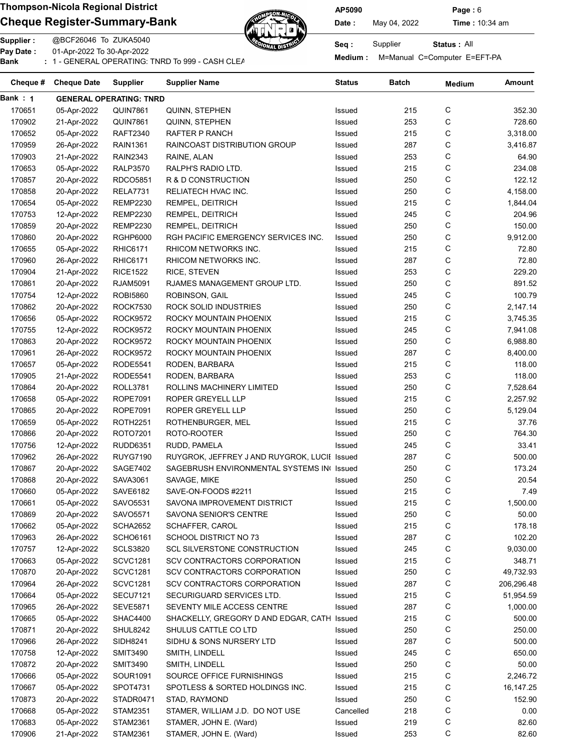**Thompson-Nicola Regional District**

**Cheque Register-Summary-Bank**

AP5090 | Date : May 04, 2022 | Page : 6 | Time : 10:34 am

Supplier : @BCF26046 To ZUKA5040
Pay Date : 01-Apr-2022 To 30-Apr-2022
Bank : 1 - GENERAL OPERATING: TNRD To 999 - CASH CLEA

Seq : Supplier | Status : All
Medium : M=Manual C=Computer E=EFT-PA

| Cheque # | Cheque Date | Supplier | Supplier Name | Status | Batch | Medium | Amount |
|---|---|---|---|---|---|---|---|
| **Bank : 1** | **GENERAL OPERATING: TNRD** | | | | | | |
| 170651 | 05-Apr-2022 | QUIN7861 | QUINN, STEPHEN | Issued | 215 | C | 352.30 |
| 170902 | 21-Apr-2022 | QUIN7861 | QUINN, STEPHEN | Issued | 253 | C | 728.60 |
| 170652 | 05-Apr-2022 | RAFT2340 | RAFTER P RANCH | Issued | 215 | C | 3,318.00 |
| 170959 | 26-Apr-2022 | RAIN1361 | RAINCOAST DISTRIBUTION GROUP | Issued | 287 | C | 3,416.87 |
| 170903 | 21-Apr-2022 | RAIN2343 | RAINE, ALAN | Issued | 253 | C | 64.90 |
| 170653 | 05-Apr-2022 | RALP3570 | RALPH'S RADIO LTD. | Issued | 215 | C | 234.08 |
| 170857 | 20-Apr-2022 | RDCO5851 | R & D CONSTRUCTION | Issued | 250 | C | 122.12 |
| 170858 | 20-Apr-2022 | RELA7731 | RELIATECH HVAC INC. | Issued | 250 | C | 4,158.00 |
| 170654 | 05-Apr-2022 | REMP2230 | REMPEL, DEITRICH | Issued | 215 | C | 1,844.04 |
| 170753 | 12-Apr-2022 | REMP2230 | REMPEL, DEITRICH | Issued | 245 | C | 204.96 |
| 170859 | 20-Apr-2022 | REMP2230 | REMPEL, DEITRICH | Issued | 250 | C | 150.00 |
| 170860 | 20-Apr-2022 | RGHP6000 | RGH PACIFIC EMERGENCY SERVICES INC. | Issued | 250 | C | 9,912.00 |
| 170655 | 05-Apr-2022 | RHIC6171 | RHICOM NETWORKS INC. | Issued | 215 | C | 72.80 |
| 170960 | 26-Apr-2022 | RHIC6171 | RHICOM NETWORKS INC. | Issued | 287 | C | 72.80 |
| 170904 | 21-Apr-2022 | RICE1522 | RICE, STEVEN | Issued | 253 | C | 229.20 |
| 170861 | 20-Apr-2022 | RJAM5091 | RJAMES MANAGEMENT GROUP LTD. | Issued | 250 | C | 891.52 |
| 170754 | 12-Apr-2022 | ROBI5860 | ROBINSON, GAIL | Issued | 245 | C | 100.79 |
| 170862 | 20-Apr-2022 | ROCK7530 | ROCK SOLID INDUSTRIES | Issued | 250 | C | 2,147.14 |
| 170656 | 05-Apr-2022 | ROCK9572 | ROCKY MOUNTAIN PHOENIX | Issued | 215 | C | 3,745.35 |
| 170755 | 12-Apr-2022 | ROCK9572 | ROCKY MOUNTAIN PHOENIX | Issued | 245 | C | 7,941.08 |
| 170863 | 20-Apr-2022 | ROCK9572 | ROCKY MOUNTAIN PHOENIX | Issued | 250 | C | 6,988.80 |
| 170961 | 26-Apr-2022 | ROCK9572 | ROCKY MOUNTAIN PHOENIX | Issued | 287 | C | 8,400.00 |
| 170657 | 05-Apr-2022 | RODE5541 | RODEN, BARBARA | Issued | 215 | C | 118.00 |
| 170905 | 21-Apr-2022 | RODE5541 | RODEN, BARBARA | Issued | 253 | C | 118.00 |
| 170864 | 20-Apr-2022 | ROLL3781 | ROLLINS MACHINERY LIMITED | Issued | 250 | C | 7,528.64 |
| 170658 | 05-Apr-2022 | ROPE7091 | ROPER GREYELL LLP | Issued | 215 | C | 2,257.92 |
| 170865 | 20-Apr-2022 | ROPE7091 | ROPER GREYELL LLP | Issued | 250 | C | 5,129.04 |
| 170659 | 05-Apr-2022 | ROTH2251 | ROTHENBURGER, MEL | Issued | 215 | C | 37.76 |
| 170866 | 20-Apr-2022 | ROTO7201 | ROTO-ROOTER | Issued | 250 | C | 764.30 |
| 170756 | 12-Apr-2022 | RUDD6351 | RUDD, PAMELA | Issued | 245 | C | 33.41 |
| 170962 | 26-Apr-2022 | RUYG7190 | RUYGROK, JEFFREY J AND RUYGROK, LUCIE | Issued | 287 | C | 500.00 |
| 170867 | 20-Apr-2022 | SAGE7402 | SAGEBRUSH ENVIRONMENTAL SYSTEMS IN( | Issued | 250 | C | 173.24 |
| 170868 | 20-Apr-2022 | SAVA3061 | SAVAGE, MIKE | Issued | 250 | C | 20.54 |
| 170660 | 05-Apr-2022 | SAVE6182 | SAVE-ON-FOODS #2211 | Issued | 215 | C | 7.49 |
| 170661 | 05-Apr-2022 | SAVO5531 | SAVONA IMPROVEMENT DISTRICT | Issued | 215 | C | 1,500.00 |
| 170869 | 20-Apr-2022 | SAVO5571 | SAVONA SENIOR'S CENTRE | Issued | 250 | C | 50.00 |
| 170662 | 05-Apr-2022 | SCHA2652 | SCHAFFER, CAROL | Issued | 215 | C | 178.18 |
| 170963 | 26-Apr-2022 | SCHO6161 | SCHOOL DISTRICT NO 73 | Issued | 287 | C | 102.20 |
| 170757 | 12-Apr-2022 | SCLS3820 | SCL SILVERSTONE CONSTRUCTION | Issued | 245 | C | 9,030.00 |
| 170663 | 05-Apr-2022 | SCVC1281 | SCV CONTRACTORS CORPORATION | Issued | 215 | C | 348.71 |
| 170870 | 20-Apr-2022 | SCVC1281 | SCV CONTRACTORS CORPORATION | Issued | 250 | C | 49,732.93 |
| 170964 | 26-Apr-2022 | SCVC1281 | SCV CONTRACTORS CORPORATION | Issued | 287 | C | 206,296.48 |
| 170664 | 05-Apr-2022 | SECU7121 | SECURIGUARD SERVICES LTD. | Issued | 215 | C | 51,954.59 |
| 170965 | 26-Apr-2022 | SEVE5871 | SEVENTY MILE ACCESS CENTRE | Issued | 287 | C | 1,000.00 |
| 170665 | 05-Apr-2022 | SHAC4400 | SHACKELLY, GREGORY D AND EDGAR, CATH | Issued | 215 | C | 500.00 |
| 170871 | 20-Apr-2022 | SHUL8242 | SHULUS CATTLE CO LTD | Issued | 250 | C | 250.00 |
| 170966 | 26-Apr-2022 | SIDH8241 | SIDHU & SONS NURSERY LTD | Issued | 287 | C | 500.00 |
| 170758 | 12-Apr-2022 | SMIT3490 | SMITH, LINDELL | Issued | 245 | C | 650.00 |
| 170872 | 20-Apr-2022 | SMIT3490 | SMITH, LINDELL | Issued | 250 | C | 50.00 |
| 170666 | 05-Apr-2022 | SOUR1091 | SOURCE OFFICE FURNISHINGS | Issued | 215 | C | 2,246.72 |
| 170667 | 05-Apr-2022 | SPOT4731 | SPOTLESS & SORTED HOLDINGS INC. | Issued | 215 | C | 16,147.25 |
| 170873 | 20-Apr-2022 | STADR0471 | STAD, RAYMOND | Issued | 250 | C | 152.90 |
| 170668 | 05-Apr-2022 | STAM2351 | STAMER, WILLIAM J.D. DO NOT USE | Cancelled | 218 | C | 0.00 |
| 170683 | 05-Apr-2022 | STAM2361 | STAMER, JOHN E. (Ward) | Issued | 219 | C | 82.60 |
| 170906 | 21-Apr-2022 | STAM2361 | STAMER, JOHN E. (Ward) | Issued | 253 | C | 82.60 |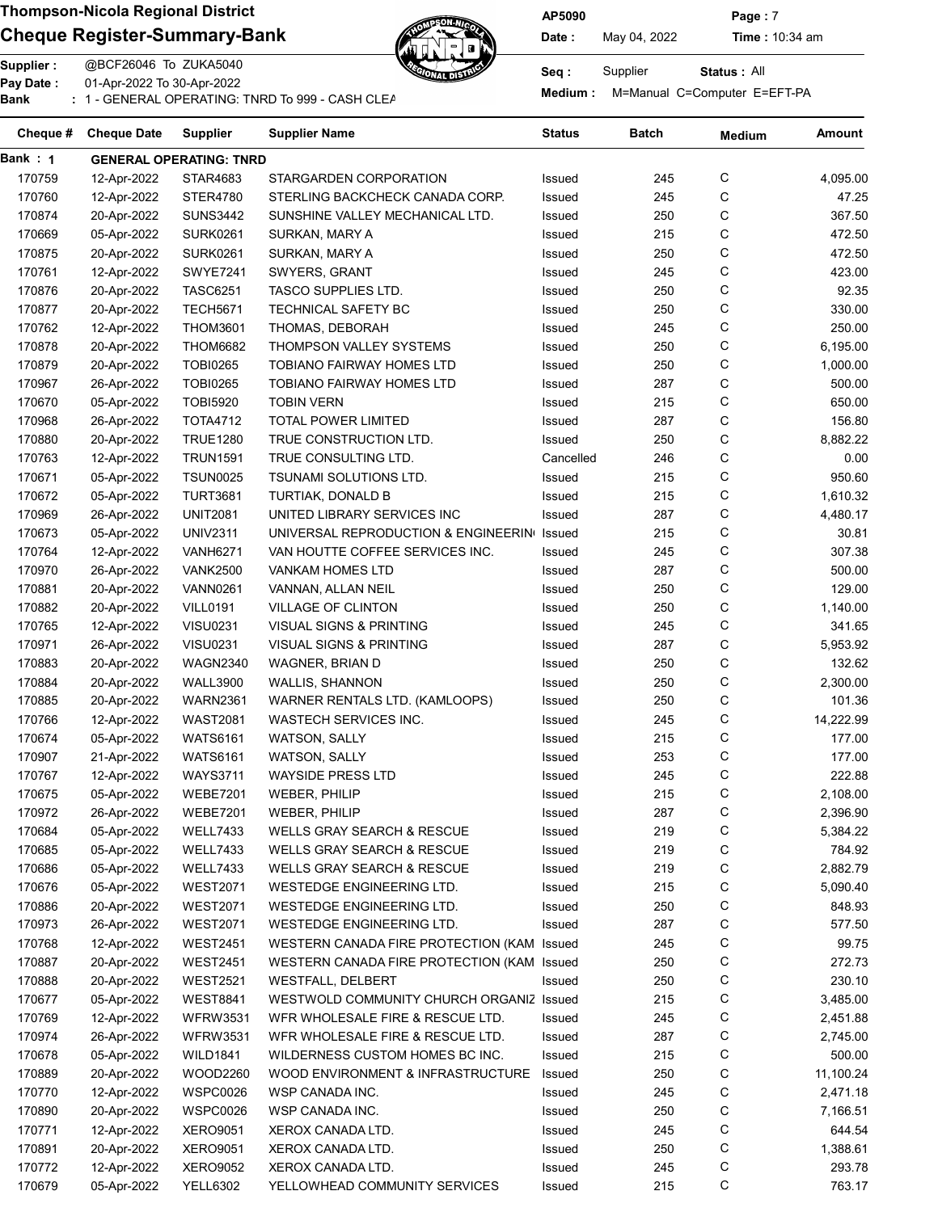# Thompson-Nicola Regional District

## Cheque Register-Summary-Bank

AP5090

Date : May 04, 2022 Time : 10:34 am

Supplier : @BCF26046 To ZUKA5040

Pay Date : 01-Apr-2022 To 30-Apr-2022

Bank : 1 - GENERAL OPERATING: TNRD To 999 - CASH CLEA

Seq : Supplier Status : All

Medium : M=Manual C=Computer E=EFT-PA

| Cheque # | Cheque Date | Supplier | Supplier Name | Status | Batch | Medium | Amount |
|---|---|---|---|---|---|---|---|
| **Bank : 1** | **GENERAL OPERATING: TNRD** | | | | | | |
| 170759 | 12-Apr-2022 | STAR4683 | STARGARDEN CORPORATION | Issued | 245 | C | 4,095.00 |
| 170760 | 12-Apr-2022 | STER4780 | STERLING BACKCHECK CANADA CORP. | Issued | 245 | C | 47.25 |
| 170874 | 20-Apr-2022 | SUNS3442 | SUNSHINE VALLEY MECHANICAL LTD. | Issued | 250 | C | 367.50 |
| 170669 | 05-Apr-2022 | SURK0261 | SURKAN, MARY A | Issued | 215 | C | 472.50 |
| 170875 | 20-Apr-2022 | SURK0261 | SURKAN, MARY A | Issued | 250 | C | 472.50 |
| 170761 | 12-Apr-2022 | SWYE7241 | SWYERS, GRANT | Issued | 245 | C | 423.00 |
| 170876 | 20-Apr-2022 | TASC6251 | TASCO SUPPLIES LTD. | Issued | 250 | C | 92.35 |
| 170877 | 20-Apr-2022 | TECH5671 | TECHNICAL SAFETY BC | Issued | 250 | C | 330.00 |
| 170762 | 12-Apr-2022 | THOM3601 | THOMAS, DEBORAH | Issued | 245 | C | 250.00 |
| 170878 | 20-Apr-2022 | THOM6682 | THOMPSON VALLEY SYSTEMS | Issued | 250 | C | 6,195.00 |
| 170879 | 20-Apr-2022 | TOBI0265 | TOBIANO FAIRWAY HOMES LTD | Issued | 250 | C | 1,000.00 |
| 170967 | 26-Apr-2022 | TOBI0265 | TOBIANO FAIRWAY HOMES LTD | Issued | 287 | C | 500.00 |
| 170670 | 05-Apr-2022 | TOBI5920 | TOBIN VERN | Issued | 215 | C | 650.00 |
| 170968 | 26-Apr-2022 | TOTA4712 | TOTAL POWER LIMITED | Issued | 287 | C | 156.80 |
| 170880 | 20-Apr-2022 | TRUE1280 | TRUE CONSTRUCTION LTD. | Issued | 250 | C | 8,882.22 |
| 170763 | 12-Apr-2022 | TRUN1591 | TRUE CONSULTING LTD. | Cancelled | 246 | C | 0.00 |
| 170671 | 05-Apr-2022 | TSUN0025 | TSUNAMI SOLUTIONS LTD. | Issued | 215 | C | 950.60 |
| 170672 | 05-Apr-2022 | TURT3681 | TURTIAK, DONALD B | Issued | 215 | C | 1,610.32 |
| 170969 | 26-Apr-2022 | UNIT2081 | UNITED LIBRARY SERVICES INC | Issued | 287 | C | 4,480.17 |
| 170673 | 05-Apr-2022 | UNIV2311 | UNIVERSAL REPRODUCTION & ENGINEERIN | Issued | 215 | C | 30.81 |
| 170764 | 12-Apr-2022 | VANH6271 | VAN HOUTTE COFFEE SERVICES INC. | Issued | 245 | C | 307.38 |
| 170970 | 26-Apr-2022 | VANK2500 | VANKAM HOMES LTD | Issued | 287 | C | 500.00 |
| 170881 | 20-Apr-2022 | VANN0261 | VANNAN, ALLAN NEIL | Issued | 250 | C | 129.00 |
| 170882 | 20-Apr-2022 | VILL0191 | VILLAGE OF CLINTON | Issued | 250 | C | 1,140.00 |
| 170765 | 12-Apr-2022 | VISU0231 | VISUAL SIGNS & PRINTING | Issued | 245 | C | 341.65 |
| 170971 | 26-Apr-2022 | VISU0231 | VISUAL SIGNS & PRINTING | Issued | 287 | C | 5,953.92 |
| 170883 | 20-Apr-2022 | WAGN2340 | WAGNER, BRIAN D | Issued | 250 | C | 132.62 |
| 170884 | 20-Apr-2022 | WALL3900 | WALLIS, SHANNON | Issued | 250 | C | 2,300.00 |
| 170885 | 20-Apr-2022 | WARN2361 | WARNER RENTALS LTD. (KAMLOOPS) | Issued | 250 | C | 101.36 |
| 170766 | 12-Apr-2022 | WAST2081 | WASTECH SERVICES INC. | Issued | 245 | C | 14,222.99 |
| 170674 | 05-Apr-2022 | WATS6161 | WATSON, SALLY | Issued | 215 | C | 177.00 |
| 170907 | 21-Apr-2022 | WATS6161 | WATSON, SALLY | Issued | 253 | C | 177.00 |
| 170767 | 12-Apr-2022 | WAYS3711 | WAYSIDE PRESS LTD | Issued | 245 | C | 222.88 |
| 170675 | 05-Apr-2022 | WEBE7201 | WEBER, PHILIP | Issued | 215 | C | 2,108.00 |
| 170972 | 26-Apr-2022 | WEBE7201 | WEBER, PHILIP | Issued | 287 | C | 2,396.90 |
| 170684 | 05-Apr-2022 | WELL7433 | WELLS GRAY SEARCH & RESCUE | Issued | 219 | C | 5,384.22 |
| 170685 | 05-Apr-2022 | WELL7433 | WELLS GRAY SEARCH & RESCUE | Issued | 219 | C | 784.92 |
| 170686 | 05-Apr-2022 | WELL7433 | WELLS GRAY SEARCH & RESCUE | Issued | 219 | C | 2,882.79 |
| 170676 | 05-Apr-2022 | WEST2071 | WESTEDGE ENGINEERING LTD. | Issued | 215 | C | 5,090.40 |
| 170886 | 20-Apr-2022 | WEST2071 | WESTEDGE ENGINEERING LTD. | Issued | 250 | C | 848.93 |
| 170973 | 26-Apr-2022 | WEST2071 | WESTEDGE ENGINEERING LTD. | Issued | 287 | C | 577.50 |
| 170768 | 12-Apr-2022 | WEST2451 | WESTERN CANADA FIRE PROTECTION (KAM | Issued | 245 | C | 99.75 |
| 170887 | 20-Apr-2022 | WEST2451 | WESTERN CANADA FIRE PROTECTION (KAM | Issued | 250 | C | 272.73 |
| 170888 | 20-Apr-2022 | WEST2521 | WESTFALL, DELBERT | Issued | 250 | C | 230.10 |
| 170677 | 05-Apr-2022 | WEST8841 | WESTWOLD COMMUNITY CHURCH ORGANIZ | Issued | 215 | C | 3,485.00 |
| 170769 | 12-Apr-2022 | WFRW3531 | WFR WHOLESALE FIRE & RESCUE LTD. | Issued | 245 | C | 2,451.88 |
| 170974 | 26-Apr-2022 | WFRW3531 | WFR WHOLESALE FIRE & RESCUE LTD. | Issued | 287 | C | 2,745.00 |
| 170678 | 05-Apr-2022 | WILD1841 | WILDERNESS CUSTOM HOMES BC INC. | Issued | 215 | C | 500.00 |
| 170889 | 20-Apr-2022 | WOOD2260 | WOOD ENVIRONMENT & INFRASTRUCTURE | Issued | 250 | C | 11,100.24 |
| 170770 | 12-Apr-2022 | WSPC0026 | WSP CANADA INC. | Issued | 245 | C | 2,471.18 |
| 170890 | 20-Apr-2022 | WSPC0026 | WSP CANADA INC. | Issued | 250 | C | 7,166.51 |
| 170771 | 12-Apr-2022 | XERO9051 | XEROX CANADA LTD. | Issued | 245 | C | 644.54 |
| 170891 | 20-Apr-2022 | XERO9051 | XEROX CANADA LTD. | Issued | 250 | C | 1,388.61 |
| 170772 | 12-Apr-2022 | XERO9052 | XEROX CANADA LTD. | Issued | 245 | C | 293.78 |
| 170679 | 05-Apr-2022 | YELL6302 | YELLOWHEAD COMMUNITY SERVICES | Issued | 215 | C | 763.17 |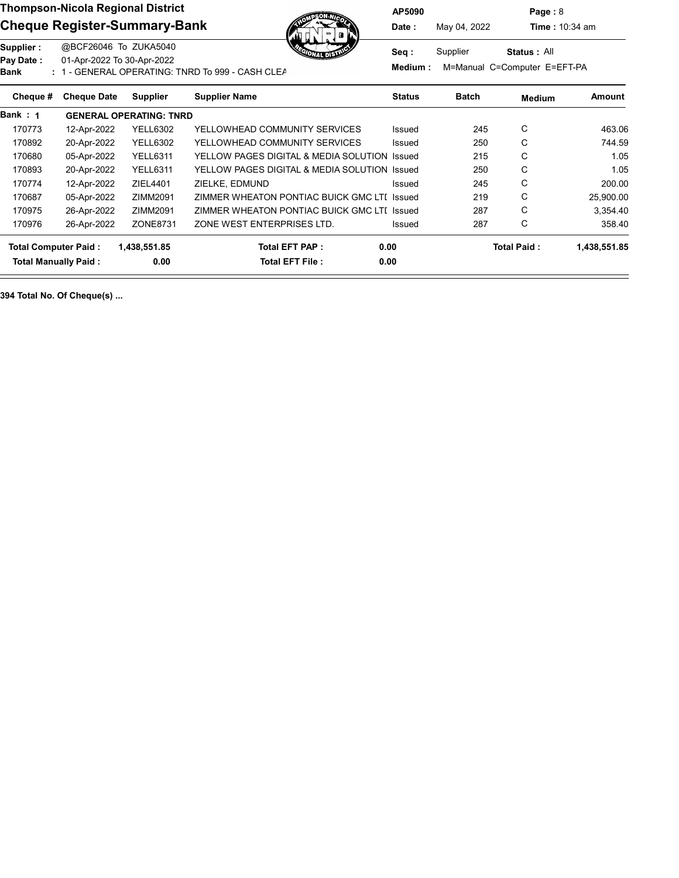# Thompson-Nicola Regional District
## Cheque Register-Summary-Bank

AP5090 | Date : May 04, 2022 | Time : 10:34 am

Supplier : @BCF26046 To ZUKA5040
Pay Date : 01-Apr-2022 To 30-Apr-2022
Bank : 1 - GENERAL OPERATING: TNRD To 999 - CASH CLEA

Seq : Supplier | Status : All
Medium : M=Manual C=Computer E=EFT-PA

| Cheque # | Cheque Date | Supplier | Supplier Name | Status | Batch | Medium | Amount |
|---|---|---|---|---|---|---|---|
| Bank : 1 | GENERAL OPERATING: TNRD | | | | | | |
| 170773 | 12-Apr-2022 | YELL6302 | YELLOWHEAD COMMUNITY SERVICES | Issued | 245 | C | 463.06 |
| 170892 | 20-Apr-2022 | YELL6302 | YELLOWHEAD COMMUNITY SERVICES | Issued | 250 | C | 744.59 |
| 170680 | 05-Apr-2022 | YELL6311 | YELLOW PAGES DIGITAL & MEDIA SOLUTION | Issued | 215 | C | 1.05 |
| 170893 | 20-Apr-2022 | YELL6311 | YELLOW PAGES DIGITAL & MEDIA SOLUTION | Issued | 250 | C | 1.05 |
| 170774 | 12-Apr-2022 | ZIEL4401 | ZIELKE, EDMUND | Issued | 245 | C | 200.00 |
| 170687 | 05-Apr-2022 | ZIMM2091 | ZIMMER WHEATON PONTIAC BUICK GMC LTI | Issued | 219 | C | 25,900.00 |
| 170975 | 26-Apr-2022 | ZIMM2091 | ZIMMER WHEATON PONTIAC BUICK GMC LTI | Issued | 287 | C | 3,354.40 |
| 170976 | 26-Apr-2022 | ZONE8731 | ZONE WEST ENTERPRISES LTD. | Issued | 287 | C | 358.40 |

| | | | | | |
|---|---|---|---|---|---|
| **Total Computer Paid :** | **1,438,551.85** | **Total EFT PAP :** | **0.00** | **Total Paid :** | **1,438,551.85** |
| **Total Manually Paid :** | **0.00** | **Total EFT File :** | **0.00** | | |

**394 Total No. Of Cheque(s) ...**